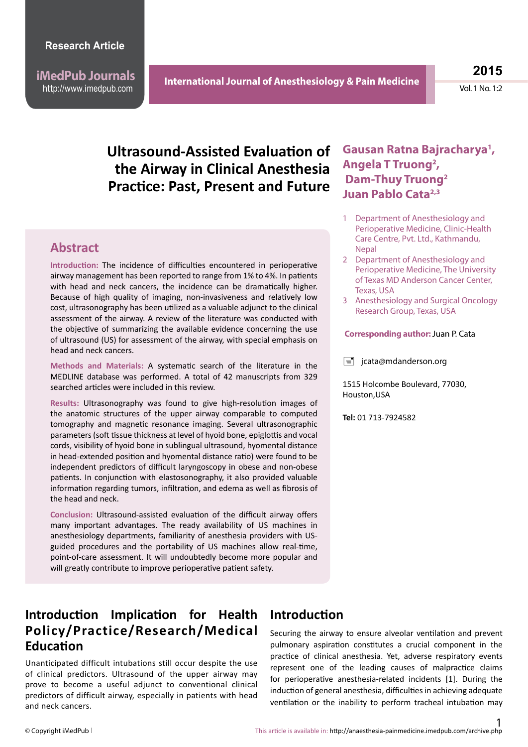# Ultrasound-Assisted Evaluation of the Airway in Clinical Anesthesia Practice: Past, Present and Future

**Gausan Ratna Bajracharya[1], Angela T Truong[2], Dam-Thuy Truong[2] Juan Pablo Cata[2,3]**

1 Department of Anesthesiology and Perioperative Medicine, Clinic-Health Care Centre, Pvt. Ltd., Kathmandu, Nepal

2 Department of Anesthesiology and Perioperative Medicine, The University of Texas MD Anderson Cancer Center, Texas, USA

3 Anesthesiology and Surgical Oncology Research Group, Texas, USA

**Corresponding author:** Juan P. Cata

jcata@mdanderson.org

1515 Holcombe Boulevard, 77030, Houston,USA

**Tel:** 01 713-7924582

## Abstract

**Introduction:** The incidence of difficulties encountered in perioperative airway management has been reported to range from 1% to 4%. In patients with head and neck cancers, the incidence can be dramatically higher. Because of high quality of imaging, non-invasiveness and relatively low cost, ultrasonography has been utilized as a valuable adjunct to the clinical assessment of the airway. A review of the literature was conducted with the objective of summarizing the available evidence concerning the use of ultrasound (US) for assessment of the airway, with special emphasis on head and neck cancers.

**Methods and Materials:** A systematic search of the literature in the MEDLINE database was performed. A total of 42 manuscripts from 329 searched articles were included in this review.

**Results:** Ultrasonography was found to give high-resolution images of the anatomic structures of the upper airway comparable to computed tomography and magnetic resonance imaging. Several ultrasonographic parameters (soft tissue thickness at level of hyoid bone, epiglottis and vocal cords, visibility of hyoid bone in sublingual ultrasound, hyomental distance in head-extended position and hyomental distance ratio) were found to be independent predictors of difficult laryngoscopy in obese and non-obese patients. In conjunction with elastosonography, it also provided valuable information regarding tumors, infiltration, and edema as well as fibrosis of the head and neck.

**Conclusion:** Ultrasound-assisted evaluation of the difficult airway offers many important advantages. The ready availability of US machines in anesthesiology departments, familiarity of anesthesia providers with US-guided procedures and the portability of US machines allow real-time, point-of-care assessment. It will undoubtedly become more popular and will greatly contribute to improve perioperative patient safety.

## Introduction Implication for Health Policy/Practice/Research/Medical Education

Unanticipated difficult intubations still occur despite the use of clinical predictors. Ultrasound of the upper airway may prove to become a useful adjunct to conventional clinical predictors of difficult airway, especially in patients with head and neck cancers.

## Introduction

Securing the airway to ensure alveolar ventilation and prevent pulmonary aspiration constitutes a crucial component in the practice of clinical anesthesia. Yet, adverse respiratory events represent one of the leading causes of malpractice claims for perioperative anesthesia-related incidents [1]. During the induction of general anesthesia, difficulties in achieving adequate ventilation or the inability to perform tracheal intubation may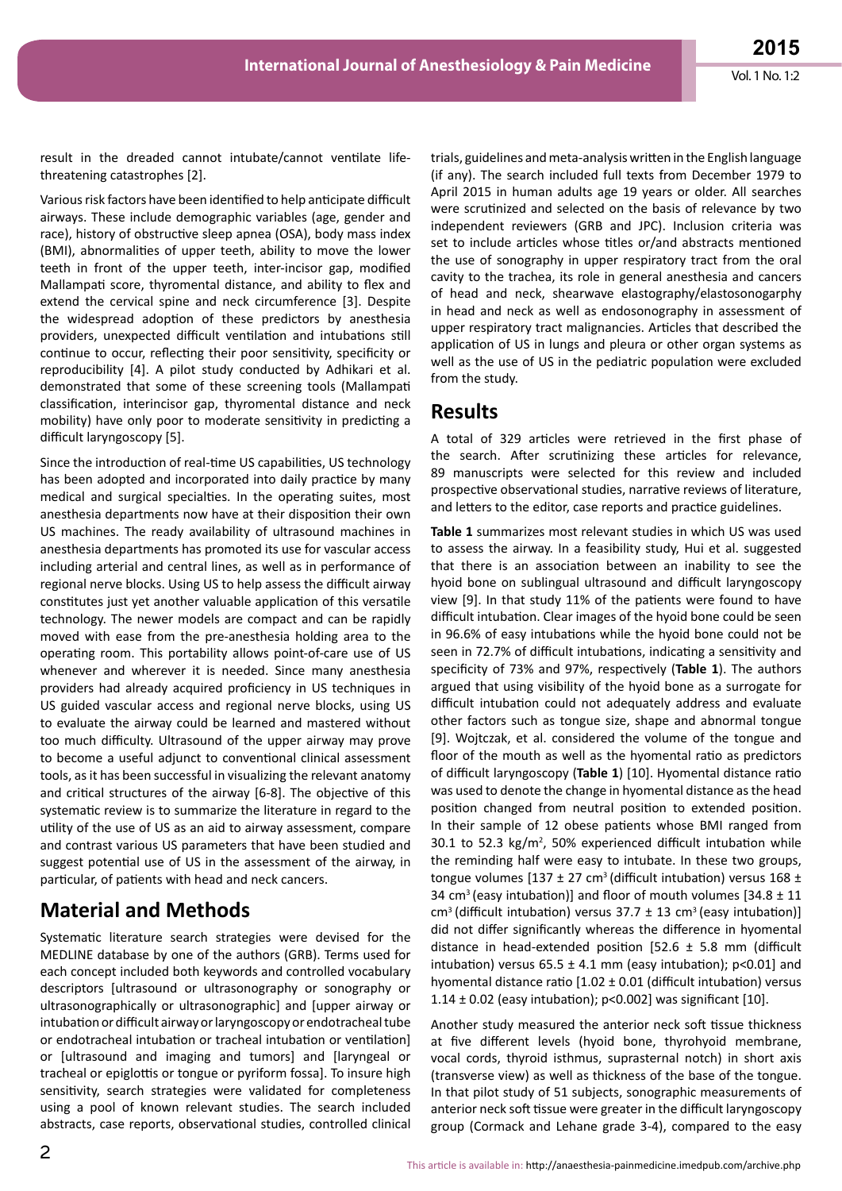result in the dreaded cannot intubate/cannot ventilate life-threatening catastrophes [2].

Various risk factors have been identified to help anticipate difficult airways. These include demographic variables (age, gender and race), history of obstructive sleep apnea (OSA), body mass index (BMI), abnormalities of upper teeth, ability to move the lower teeth in front of the upper teeth, inter-incisor gap, modified Mallampati score, thyromental distance, and ability to flex and extend the cervical spine and neck circumference [3]. Despite the widespread adoption of these predictors by anesthesia providers, unexpected difficult ventilation and intubations still continue to occur, reflecting their poor sensitivity, specificity or reproducibility [4]. A pilot study conducted by Adhikari et al. demonstrated that some of these screening tools (Mallampati classification, interincisor gap, thyromental distance and neck mobility) have only poor to moderate sensitivity in predicting a difficult laryngoscopy [5].

Since the introduction of real-time US capabilities, US technology has been adopted and incorporated into daily practice by many medical and surgical specialties. In the operating suites, most anesthesia departments now have at their disposition their own US machines. The ready availability of ultrasound machines in anesthesia departments has promoted its use for vascular access including arterial and central lines, as well as in performance of regional nerve blocks. Using US to help assess the difficult airway constitutes just yet another valuable application of this versatile technology. The newer models are compact and can be rapidly moved with ease from the pre-anesthesia holding area to the operating room. This portability allows point-of-care use of US whenever and wherever it is needed. Since many anesthesia providers had already acquired proficiency in US techniques in US guided vascular access and regional nerve blocks, using US to evaluate the airway could be learned and mastered without too much difficulty. Ultrasound of the upper airway may prove to become a useful adjunct to conventional clinical assessment tools, as it has been successful in visualizing the relevant anatomy and critical structures of the airway [6-8]. The objective of this systematic review is to summarize the literature in regard to the utility of the use of US as an aid to airway assessment, compare and contrast various US parameters that have been studied and suggest potential use of US in the assessment of the airway, in particular, of patients with head and neck cancers.

## Material and Methods

Systematic literature search strategies were devised for the MEDLINE database by one of the authors (GRB). Terms used for each concept included both keywords and controlled vocabulary descriptors [ultrasound or ultrasonography or sonography or ultrasonographically or ultrasonographic] and [upper airway or intubation or difficult airway or laryngoscopy or endotracheal tube or endotracheal intubation or tracheal intubation or ventilation] or [ultrasound and imaging and tumors] and [laryngeal or tracheal or epiglottis or tongue or pyriform fossa]. To insure high sensitivity, search strategies were validated for completeness using a pool of known relevant studies. The search included abstracts, case reports, observational studies, controlled clinical trials, guidelines and meta-analysis written in the English language (if any). The search included full texts from December 1979 to April 2015 in human adults age 19 years or older. All searches were scrutinized and selected on the basis of relevance by two independent reviewers (GRB and JPC). Inclusion criteria was set to include articles whose titles or/and abstracts mentioned the use of sonography in upper respiratory tract from the oral cavity to the trachea, its role in general anesthesia and cancers of head and neck, shearwave elastography/elastosonogarphy in head and neck as well as endosonography in assessment of upper respiratory tract malignancies. Articles that described the application of US in lungs and pleura or other organ systems as well as the use of US in the pediatric population were excluded from the study.

## Results

A total of 329 articles were retrieved in the first phase of the search. After scrutinizing these articles for relevance, 89 manuscripts were selected for this review and included prospective observational studies, narrative reviews of literature, and letters to the editor, case reports and practice guidelines.

**Table 1** summarizes most relevant studies in which US was used to assess the airway. In a feasibility study, Hui et al. suggested that there is an association between an inability to see the hyoid bone on sublingual ultrasound and difficult laryngoscopy view [9]. In that study 11% of the patients were found to have difficult intubation. Clear images of the hyoid bone could be seen in 96.6% of easy intubations while the hyoid bone could not be seen in 72.7% of difficult intubations, indicating a sensitivity and specificity of 73% and 97%, respectively (**Table 1**). The authors argued that using visibility of the hyoid bone as a surrogate for difficult intubation could not adequately address and evaluate other factors such as tongue size, shape and abnormal tongue [9]. Wojtczak, et al. considered the volume of the tongue and floor of the mouth as well as the hyomental ratio as predictors of difficult laryngoscopy (**Table 1**) [10]. Hyomental distance ratio was used to denote the change in hyomental distance as the head position changed from neutral position to extended position. In their sample of 12 obese patients whose BMI ranged from 30.1 to 52.3 kg/m$^2$, 50% experienced difficult intubation while the reminding half were easy to intubate. In these two groups, tongue volumes [137 ± 27 cm$^3$ (difficult intubation) versus 168 ± 34 cm$^3$ (easy intubation)] and floor of mouth volumes [34.8 ± 11 cm$^3$ (difficult intubation) versus 37.7 ± 13 cm$^3$ (easy intubation)] did not differ significantly whereas the difference in hyomental distance in head-extended position [52.6 ± 5.8 mm (difficult intubation) versus 65.5 ± 4.1 mm (easy intubation); p<0.01] and hyomental distance ratio [1.02 ± 0.01 (difficult intubation) versus 1.14 ± 0.02 (easy intubation); p<0.002] was significant [10].

Another study measured the anterior neck soft tissue thickness at five different levels (hyoid bone, thyrohyoid membrane, vocal cords, thyroid isthmus, suprasternal notch) in short axis (transverse view) as well as thickness of the base of the tongue. In that pilot study of 51 subjects, sonographic measurements of anterior neck soft tissue were greater in the difficult laryngoscopy group (Cormack and Lehane grade 3-4), compared to the easy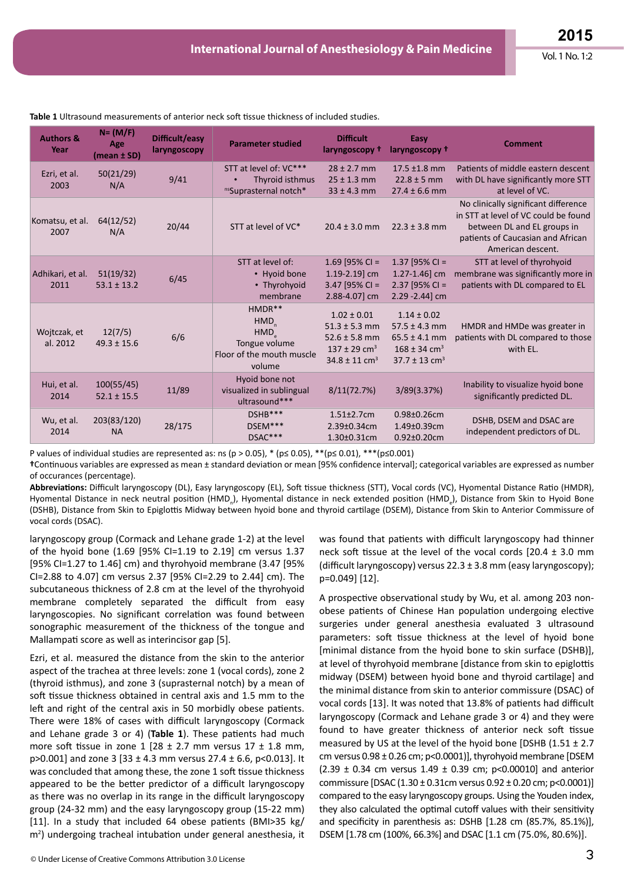**Table 1** Ultrasound measurements of anterior neck soft tissue thickness of included studies.

| Authors & Year | N= (M/F) Age (mean ± SD) | Difficult/easy laryngoscopy | Parameter studied | Difficult laryngoscopy † | Easy laryngoscopy † | Comment |
|---|---|---|---|---|---|---|
| Ezri, et al. 2003 | 50(21/29) N/A | 9/41 | STT at level of: VC*** • Thyroid isthmus nsSuprasternal notch* | 28 ± 2.7 mm 25 ± 1.3 mm 33 ± 4.3 mm | 17.5 ±1.8 mm 22.8 ± 5 mm 27.4 ± 6.6 mm | Patients of middle eastern descent with DL have significantly more STT at level of VC. |
| Komatsu, et al. 2007 | 64(12/52) N/A | 20/44 | STT at level of VC* | 20.4 ± 3.0 mm | 22.3 ± 3.8 mm | No clinically significant difference in STT at level of VC could be found between DL and EL groups in patients of Caucasian and African American descent. |
| Adhikari, et al. 2011 | 51(19/32) 53.1 ± 13.2 | 6/45 | STT at level of: • Hyoid bone • Thyrohyoid membrane | 1.69 [95% CI = 1.19-2.19] cm 3.47 [95% CI = 2.88-4.07] cm | 1.37 [95% CI = 1.27-1.46] cm 2.37 [95% CI = 2.29 -2.44] cm | STT at level of thyrohyoid membrane was significantly more in patients with DL compared to EL |
| Wojtczak, et al. 2012 | 12(7/5) 49.3 ± 15.6 | 6/6 | HMDR** $HMD_n$ $HMD_e$ Tongue volume Floor of the mouth muscle volume | 1.02 ± 0.01 51.3 ± 5.3 mm 52.6 ± 5.8 mm 137 ± 29 $cm^3$ 34.8 ± 11 $cm^3$ | 1.14 ± 0.02 57.5 ± 4.3 mm 65.5 ± 4.1 mm 168 ± 34 $cm^3$ 37.7 ± 13 $cm^3$ | HMDR and HMDe was greater in patients with DL compared to those with EL. |
| Hui, et al. 2014 | 100(55/45) 52.1 ± 15.5 | 11/89 | Hyoid bone not visualized in sublingual ultrasound*** | 8/11(72.7%) | 3/89(3.37%) | Inability to visualize hyoid bone significantly predicted DL. |
| Wu, et al. 2014 | 203(83/120) NA | 28/175 | DSHB*** DSEM*** DSAC*** | 1.51±2.7cm 2.39±0.34cm 1.30±0.31cm | 0.98±0.26cm 1.49±0.39cm 0.92±0.20cm | DSHB, DSEM and DSAC are independent predictors of DL. |

P values of individual studies are represented as: ns (p > 0.05), * (p≤ 0.05), **(p≤ 0.01), ***(p≤0.001)

†Continuous variables are expressed as mean ± standard deviation or mean [95% confidence interval]; categorical variables are expressed as number of occurances (percentage).

**Abbreviations:** Difficult laryngoscopy (DL), Easy laryngoscopy (EL), Soft tissue thickness (STT), Vocal cords (VC), Hyomental Distance Ratio (HMDR), Hyomental Distance in neck neutral position ($HMD_n$), Hyomental distance in neck extended position ($HMD_e$), Distance from Skin to Hyoid Bone (DSHB), Distance from Skin to Epiglottis Midway between hyoid bone and thyroid cartilage (DSEM), Distance from Skin to Anterior Commissure of vocal cords (DSAC).

laryngoscopy group (Cormack and Lehane grade 1-2) at the level of the hyoid bone (1.69 [95% CI=1.19 to 2.19] cm versus 1.37 [95% CI=1.27 to 1.46] cm) and thyrohyoid membrane (3.47 [95% CI=2.88 to 4.07] cm versus 2.37 [95% CI=2.29 to 2.44] cm). The subcutaneous thickness of 2.8 cm at the level of the thyrohyoid membrane completely separated the difficult from easy laryngoscopies. No significant correlation was found between sonographic measurement of the thickness of the tongue and Mallampati score as well as interincisor gap [5].

Ezri, et al. measured the distance from the skin to the anterior aspect of the trachea at three levels: zone 1 (vocal cords), zone 2 (thyroid isthmus), and zone 3 (suprasternal notch) by a mean of soft tissue thickness obtained in central axis and 1.5 mm to the left and right of the central axis in 50 morbidly obese patients. There were 18% of cases with difficult laryngoscopy (Cormack and Lehane grade 3 or 4) (**Table 1**). These patients had much more soft tissue in zone 1 [28 ± 2.7 mm versus 17 ± 1.8 mm, p>0.001] and zone 3 [33 ± 4.3 mm versus 27.4 ± 6.6, p<0.013]. It was concluded that among these, the zone 1 soft tissue thickness appeared to be the better predictor of a difficult laryngoscopy as there was no overlap in its range in the difficult laryngoscopy group (24-32 mm) and the easy laryngoscopy group (15-22 mm) [11]. In a study that included 64 obese patients (BMI>35 kg/$m^2$) undergoing tracheal intubation under general anesthesia, it was found that patients with difficult laryngoscopy had thinner neck soft tissue at the level of the vocal cords [20.4 ± 3.0 mm (difficult laryngoscopy) versus 22.3 ± 3.8 mm (easy laryngoscopy); p=0.049] [12].

A prospective observational study by Wu, et al. among 203 non-obese patients of Chinese Han population undergoing elective surgeries under general anesthesia evaluated 3 ultrasound parameters: soft tissue thickness at the level of hyoid bone [minimal distance from the hyoid bone to skin surface (DSHB)], at level of thyrohyoid membrane [distance from skin to epiglottis midway (DSEM) between hyoid bone and thyroid cartilage] and the minimal distance from skin to anterior commissure (DSAC) of vocal cords [13]. It was noted that 13.8% of patients had difficult laryngoscopy (Cormack and Lehane grade 3 or 4) and they were found to have greater thickness of anterior neck soft tissue measured by US at the level of the hyoid bone [DSHB (1.51 ± 2.7 cm versus 0.98 ± 0.26 cm; p<0.0001)], thyrohyoid membrane [DSEM (2.39 ± 0.34 cm versus 1.49 ± 0.39 cm; p<0.00010] and anterior commissure [DSAC (1.30 ± 0.31cm versus 0.92 ± 0.20 cm; p<0.0001)] compared to the easy laryngoscopy groups. Using the Youden index, they also calculated the optimal cutoff values with their sensitivity and specificity in parenthesis as: DSHB [1.28 cm (85.7%, 85.1%)], DSEM [1.78 cm (100%, 66.3%] and DSAC [1.1 cm (75.0%, 80.6%)].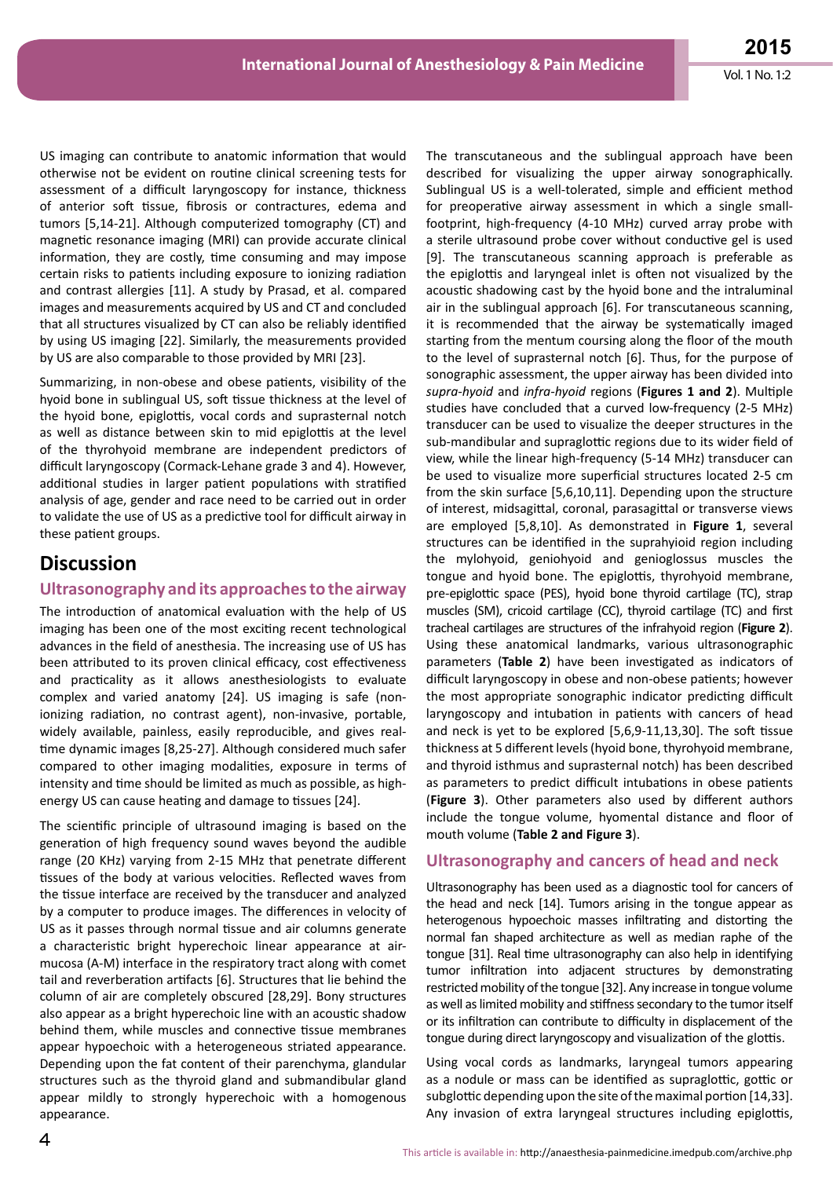US imaging can contribute to anatomic information that would otherwise not be evident on routine clinical screening tests for assessment of a difficult laryngoscopy for instance, thickness of anterior soft tissue, fibrosis or contractures, edema and tumors [5,14-21]. Although computerized tomography (CT) and magnetic resonance imaging (MRI) can provide accurate clinical information, they are costly, time consuming and may impose certain risks to patients including exposure to ionizing radiation and contrast allergies [11]. A study by Prasad, et al. compared images and measurements acquired by US and CT and concluded that all structures visualized by CT can also be reliably identified by using US imaging [22]. Similarly, the measurements provided by US are also comparable to those provided by MRI [23].

Summarizing, in non-obese and obese patients, visibility of the hyoid bone in sublingual US, soft tissue thickness at the level of the hyoid bone, epiglottis, vocal cords and suprasternal notch as well as distance between skin to mid epiglottis at the level of the thyrohyoid membrane are independent predictors of difficult laryngoscopy (Cormack-Lehane grade 3 and 4). However, additional studies in larger patient populations with stratified analysis of age, gender and race need to be carried out in order to validate the use of US as a predictive tool for difficult airway in these patient groups.

## Discussion

### Ultrasonography and its approaches to the airway

The introduction of anatomical evaluation with the help of US imaging has been one of the most exciting recent technological advances in the field of anesthesia. The increasing use of US has been attributed to its proven clinical efficacy, cost effectiveness and practicality as it allows anesthesiologists to evaluate complex and varied anatomy [24]. US imaging is safe (non-ionizing radiation, no contrast agent), non-invasive, portable, widely available, painless, easily reproducible, and gives real-time dynamic images [8,25-27]. Although considered much safer compared to other imaging modalities, exposure in terms of intensity and time should be limited as much as possible, as high-energy US can cause heating and damage to tissues [24].

The scientific principle of ultrasound imaging is based on the generation of high frequency sound waves beyond the audible range (20 KHz) varying from 2-15 MHz that penetrate different tissues of the body at various velocities. Reflected waves from the tissue interface are received by the transducer and analyzed by a computer to produce images. The differences in velocity of US as it passes through normal tissue and air columns generate a characteristic bright hyperechoic linear appearance at air-mucosa (A-M) interface in the respiratory tract along with comet tail and reverberation artifacts [6]. Structures that lie behind the column of air are completely obscured [28,29]. Bony structures also appear as a bright hyperechoic line with an acoustic shadow behind them, while muscles and connective tissue membranes appear hypoechoic with a heterogeneous striated appearance. Depending upon the fat content of their parenchyma, glandular structures such as the thyroid gland and submandibular gland appear mildly to strongly hyperechoic with a homogenous appearance.

The transcutaneous and the sublingual approach have been described for visualizing the upper airway sonographically. Sublingual US is a well-tolerated, simple and efficient method for preoperative airway assessment in which a single small-footprint, high-frequency (4-10 MHz) curved array probe with a sterile ultrasound probe cover without conductive gel is used [9]. The transcutaneous scanning approach is preferable as the epiglottis and laryngeal inlet is often not visualized by the acoustic shadowing cast by the hyoid bone and the intraluminal air in the sublingual approach [6]. For transcutaneous scanning, it is recommended that the airway be systematically imaged starting from the mentum coursing along the floor of the mouth to the level of suprasternal notch [6]. Thus, for the purpose of sonographic assessment, the upper airway has been divided into *supra-hyoid* and *infra-hyoid* regions (**Figures 1 and 2**). Multiple studies have concluded that a curved low-frequency (2-5 MHz) transducer can be used to visualize the deeper structures in the sub-mandibular and supraglottic regions due to its wider field of view, while the linear high-frequency (5-14 MHz) transducer can be used to visualize more superficial structures located 2-5 cm from the skin surface [5,6,10,11]. Depending upon the structure of interest, midsagittal, coronal, parasagittal or transverse views are employed [5,8,10]. As demonstrated in **Figure 1**, several structures can be identified in the suprahyoid region including the mylohyoid, geniohyoid and genioglossus muscles the tongue and hyoid bone. The epiglottis, thyrohyoid membrane, pre-epiglottic space (PES), hyoid bone thyroid cartilage (TC), strap muscles (SM), cricoid cartilage (CC), thyroid cartilage (TC) and first tracheal cartilages are structures of the infrahyoid region (**Figure 2**). Using these anatomical landmarks, various ultrasonographic parameters (**Table 2**) have been investigated as indicators of difficult laryngoscopy in obese and non-obese patients; however the most appropriate sonographic indicator predicting difficult laryngoscopy and intubation in patients with cancers of head and neck is yet to be explored [5,6,9-11,13,30]. The soft tissue thickness at 5 different levels (hyoid bone, thyrohyoid membrane, and thyroid isthmus and suprasternal notch) has been described as parameters to predict difficult intubations in obese patients (**Figure 3**). Other parameters also used by different authors include the tongue volume, hyomental distance and floor of mouth volume (**Table 2 and Figure 3**).

### Ultrasonography and cancers of head and neck

Ultrasonography has been used as a diagnostic tool for cancers of the head and neck [14]. Tumors arising in the tongue appear as heterogenous hypoechoic masses infiltrating and distorting the normal fan shaped architecture as well as median raphe of the tongue [31]. Real time ultrasonography can also help in identifying tumor infiltration into adjacent structures by demonstrating restricted mobility of the tongue [32]. Any increase in tongue volume as well as limited mobility and stiffness secondary to the tumor itself or its infiltration can contribute to difficulty in displacement of the tongue during direct laryngoscopy and visualization of the glottis.

Using vocal cords as landmarks, laryngeal tumors appearing as a nodule or mass can be identified as supraglottic, gottic or subglottic depending upon the site of the maximal portion [14,33]. Any invasion of extra laryngeal structures including epiglottis,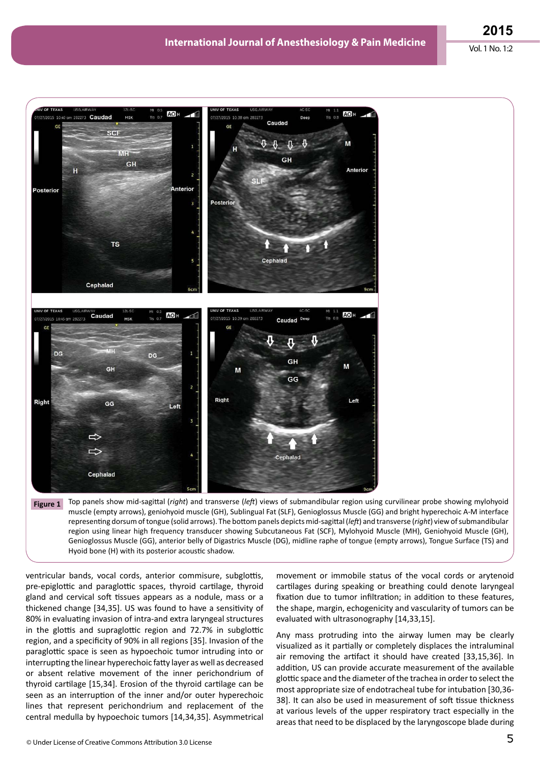**Figure 1** Top panels show mid-sagittal (*right*) and transverse (*left*) views of submandibular region using curvilinear probe showing mylohyoid muscle (empty arrows), geniohyoid muscle (GH), Sublingual Fat (SLF), Genioglossus Muscle (GG) and bright hyperechoic A-M interface representing dorsum of tongue (solid arrows). The bottom panels depicts mid-sagittal (*left*) and transverse (*right*) view of submandibular region using linear high frequency transducer showing Subcutaneous Fat (SCF), Mylohyoid Muscle (MH), Geniohyoid Muscle (GH), Genioglossus Muscle (GG), anterior belly of Digastrics Muscle (DG), midline raphe of tongue (empty arrows), Tongue Surface (TS) and Hyoid bone (H) with its posterior acoustic shadow.

ventricular bands, vocal cords, anterior commisure, subglottis, pre-epiglottic and paraglottic spaces, thyroid cartilage, thyroid gland and cervical soft tissues appears as a nodule, mass or a thickened change [34,35]. US was found to have a sensitivity of 80% in evaluating invasion of intra-and extra laryngeal structures in the glottis and supraglottic region and 72.7% in subglottic region, and a specificity of 90% in all regions [35]. Invasion of the paraglottic space is seen as hypoechoic tumor intruding into or interrupting the linear hyperechoic fatty layer as well as decreased or absent relative movement of the inner perichondrium of thyroid cartilage [15,34]. Erosion of the thyroid cartilage can be seen as an interruption of the inner and/or outer hyperechoic lines that represent perichondrium and replacement of the central medulla by hypoechoic tumors [14,34,35]. Asymmetrical movement or immobile status of the vocal cords or arytenoid cartilages during speaking or breathing could denote laryngeal fixation due to tumor infiltration; in addition to these features, the shape, margin, echogenicity and vascularity of tumors can be evaluated with ultrasonography [14,33,15].

Any mass protruding into the airway lumen may be clearly visualized as it partially or completely displaces the intraluminal air removing the artifact it should have created [33,15,36]. In addition, US can provide accurate measurement of the available glottic space and the diameter of the trachea in order to select the most appropriate size of endotracheal tube for intubation [30,36-38]. It can also be used in measurement of soft tissue thickness at various levels of the upper respiratory tract especially in the areas that need to be displaced by the laryngoscope blade during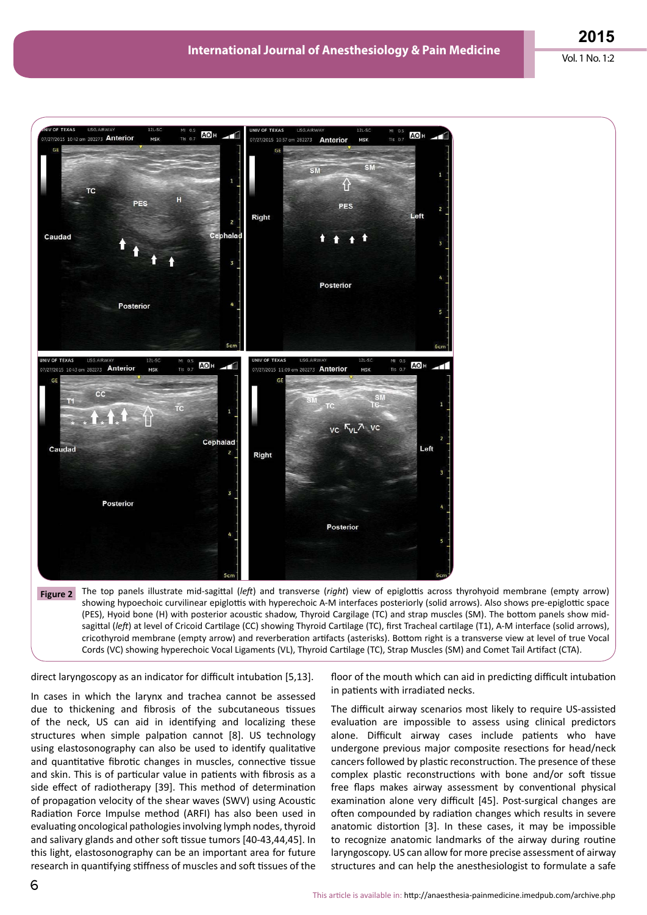**Figure 2** The top panels illustrate mid-sagittal (*left*) and transverse (*right*) view of epiglottis across thyrohyoid membrane (empty arrow) showing hypoechoic curvilinear epiglottis with hyperechoic A-M interfaces posteriorly (solid arrows). Also shows pre-epiglottic space (PES), Hyoid bone (H) with posterior acoustic shadow, Thyroid Cargilage (TC) and strap muscles (SM). The bottom panels show mid-sagittal (*left*) at level of Cricoid Cartilage (CC) showing Thyroid Cartilage (TC), first Tracheal cartilage (T1), A-M interface (solid arrows), cricothyroid membrane (empty arrow) and reverberation artifacts (asterisks). Bottom right is a transverse view at level of true Vocal Cords (VC) showing hyperechoic Vocal Ligaments (VL), Thyroid Cartilage (TC), Strap Muscles (SM) and Comet Tail Artifact (CTA).

direct laryngoscopy as an indicator for difficult intubation [5,13].

In cases in which the larynx and trachea cannot be assessed due to thickening and fibrosis of the subcutaneous tissues of the neck, US can aid in identifying and localizing these structures when simple palpation cannot [8]. US technology using elastosonography can also be used to identify qualitative and quantitative fibrotic changes in muscles, connective tissue and skin. This is of particular value in patients with fibrosis as a side effect of radiotherapy [39]. This method of determination of propagation velocity of the shear waves (SWV) using Acoustic Radiation Force Impulse method (ARFI) has also been used in evaluating oncological pathologies involving lymph nodes, thyroid and salivary glands and other soft tissue tumors [40-43,44,45]. In this light, elastosonography can be an important area for future research in quantifying stiffness of muscles and soft tissues of the floor of the mouth which can aid in predicting difficult intubation in patients with irradiated necks.

The difficult airway scenarios most likely to require US-assisted evaluation are impossible to assess using clinical predictors alone. Difficult airway cases include patients who have undergone previous major composite resections for head/neck cancers followed by plastic reconstruction. The presence of these complex plastic reconstructions with bone and/or soft tissue free flaps makes airway assessment by conventional physical examination alone very difficult [45]. Post-surgical changes are often compounded by radiation changes which results in severe anatomic distortion [3]. In these cases, it may be impossible to recognize anatomic landmarks of the airway during routine laryngoscopy. US can allow for more precise assessment of airway structures and can help the anesthesiologist to formulate a safe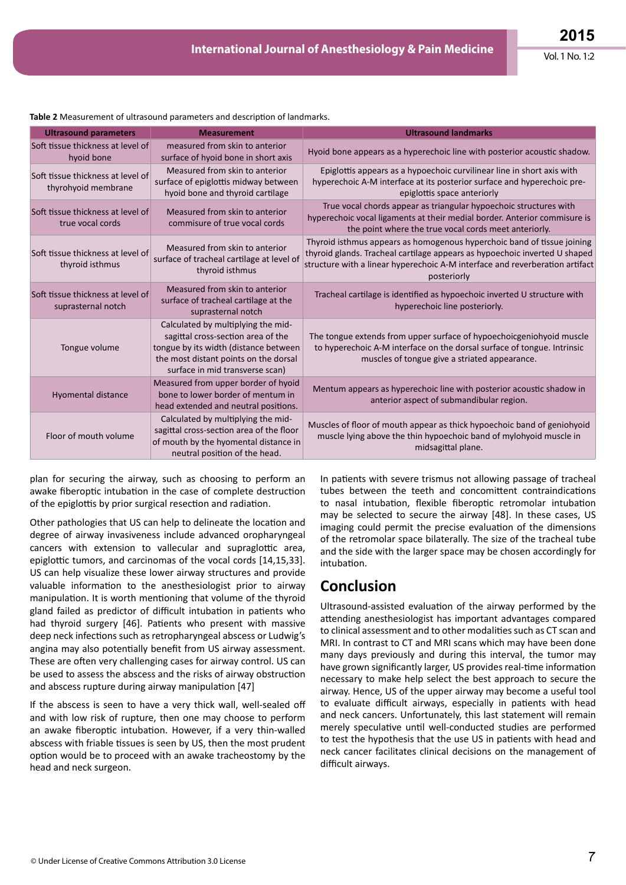**Table 2** Measurement of ultrasound parameters and description of landmarks.

| Ultrasound parameters | Measurement | Ultrasound landmarks |
|---|---|---|
| Soft tissue thickness at level of hyoid bone | measured from skin to anterior surface of hyoid bone in short axis | Hyoid bone appears as a hyperechoic line with posterior acoustic shadow. |
| Soft tissue thickness at level of thyrohyoid membrane | Measured from skin to anterior surface of epiglottis midway between hyoid bone and thyroid cartilage | Epiglottis appears as a hypoechoic curvilinear line in short axis with hyperechoic A-M interface at its posterior surface and hyperechoic pre-epiglottis space anteriorly |
| Soft tissue thickness at level of true vocal cords | Measured from skin to anterior commisure of true vocal cords | True vocal chords appear as triangular hypoechoic structures with hyperechoic vocal ligaments at their medial border. Anterior commisure is the point where the true vocal cords meet anteriorly. |
| Soft tissue thickness at level of thyroid isthmus | Measured from skin to anterior surface of tracheal cartilage at level of thyroid isthmus | Thyroid isthmus appears as homogenous hyperchoic band of tissue joining thyroid glands. Tracheal cartilage appears as hypoechoic inverted U shaped structure with a linear hyperechoic A-M interface and reverberation artifact posteriorly |
| Soft tissue thickness at level of suprasternal notch | Measured from skin to anterior surface of tracheal cartilage at the suprasternal notch | Tracheal cartilage is identified as hypoechoic inverted U structure with hyperechoic line posteriorly. |
| Tongue volume | Calculated by multiplying the mid-sagittal cross-section area of the tongue by its width (distance between the most distant points on the dorsal surface in mid transverse scan) | The tongue extends from upper surface of hypoechoicgeniohyoid muscle to hyperechoic A-M interface on the dorsal surface of tongue. Intrinsic muscles of tongue give a striated appearance. |
| Hyomental distance | Measured from upper border of hyoid bone to lower border of mentum in head extended and neutral positions. | Mentum appears as hyperechoic line with posterior acoustic shadow in anterior aspect of submandibular region. |
| Floor of mouth volume | Calculated by multiplying the mid-sagittal cross-section area of the floor of mouth by the hyomental distance in neutral position of the head. | Muscles of floor of mouth appear as thick hypoechoic band of geniohyoid muscle lying above the thin hypoechoic band of mylohyoid muscle in midsagittal plane. |

plan for securing the airway, such as choosing to perform an awake fiberoptic intubation in the case of complete destruction of the epiglottis by prior surgical resection and radiation.

Other pathologies that US can help to delineate the location and degree of airway invasiveness include advanced oropharyngeal cancers with extension to vallecular and supraglottic area, epiglottic tumors, and carcinomas of the vocal cords [14,15,33]. US can help visualize these lower airway structures and provide valuable information to the anesthesiologist prior to airway manipulation. It is worth mentioning that volume of the thyroid gland failed as predictor of difficult intubation in patients who had thyroid surgery [46]. Patients who present with massive deep neck infections such as retropharyngeal abscess or Ludwig's angina may also potentially benefit from US airway assessment. These are often very challenging cases for airway control. US can be used to assess the abscess and the risks of airway obstruction and abscess rupture during airway manipulation [47]

If the abscess is seen to have a very thick wall, well-sealed off and with low risk of rupture, then one may choose to perform an awake fiberoptic intubation. However, if a very thin-walled abscess with friable tissues is seen by US, then the most prudent option would be to proceed with an awake tracheostomy by the head and neck surgeon.

In patients with severe trismus not allowing passage of tracheal tubes between the teeth and concomittent contraindications to nasal intubation, flexible fiberoptic retromolar intubation may be selected to secure the airway [48]. In these cases, US imaging could permit the precise evaluation of the dimensions of the retromolar space bilaterally. The size of the tracheal tube and the side with the larger space may be chosen accordingly for intubation.

## Conclusion

Ultrasound-assisted evaluation of the airway performed by the attending anesthesiologist has important advantages compared to clinical assessment and to other modalities such as CT scan and MRI. In contrast to CT and MRI scans which may have been done many days previously and during this interval, the tumor may have grown significantly larger, US provides real-time information necessary to make help select the best approach to secure the airway. Hence, US of the upper airway may become a useful tool to evaluate difficult airways, especially in patients with head and neck cancers. Unfortunately, this last statement will remain merely speculative until well-conducted studies are performed to test the hypothesis that the use US in patients with head and neck cancer facilitates clinical decisions on the management of difficult airways.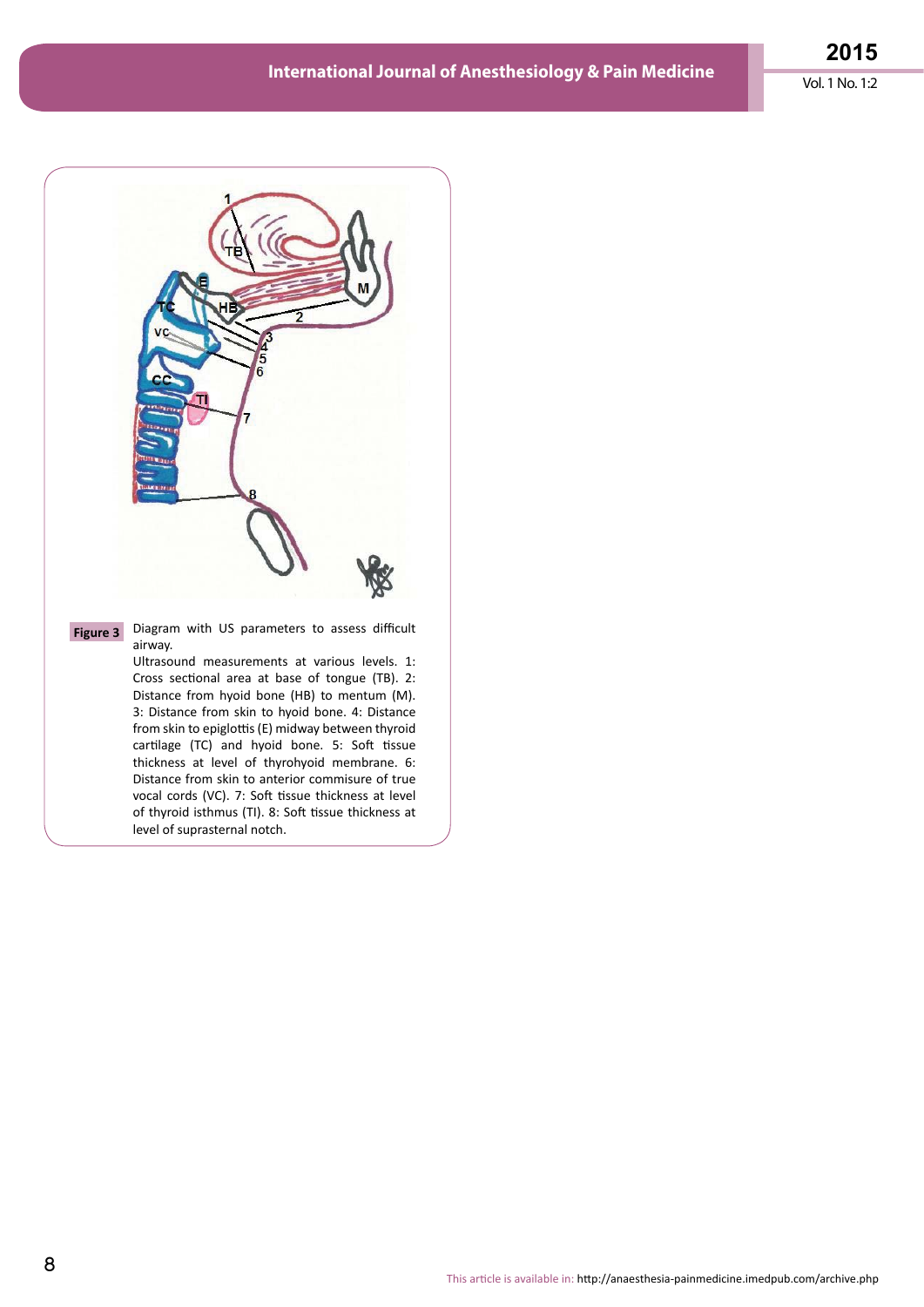**Figure 3** Diagram with US parameters to assess difficult airway.

Ultrasound measurements at various levels. 1: Cross sectional area at base of tongue (TB). 2: Distance from hyoid bone (HB) to mentum (M). 3: Distance from skin to hyoid bone. 4: Distance from skin to epiglottis (E) midway between thyroid cartilage (TC) and hyoid bone. 5: Soft tissue thickness at level of thyrohyoid membrane. 6: Distance from skin to anterior commisure of true vocal cords (VC). 7: Soft tissue thickness at level of thyroid isthmus (TI). 8: Soft tissue thickness at level of suprasternal notch.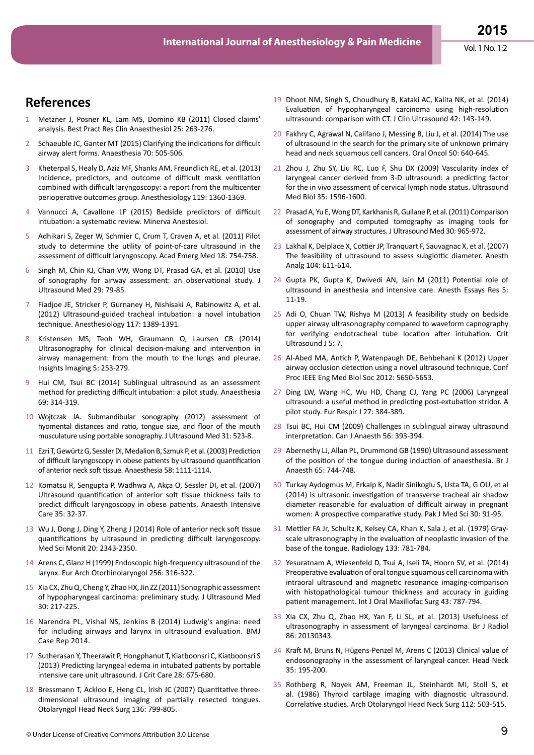## References

1. Metzner J, Posner KL, Lam MS, Domino KB (2011) Closed claims' analysis. Best Pract Res Clin Anaesthesiol 25: 263-276.

2. Schaeuble JC, Ganter MT (2015) Clarifying the indications for difficult airway alert forms. Anaesthesia 70: 505-506.

3. Kheterpal S, Healy D, Aziz MF, Shanks AM, Freundlich RE, et al. (2013) Incidence, predictors, and outcome of difficult mask ventilation combined with difficult laryngoscopy: a report from the multicenter perioperative outcomes group. Anesthesiology 119: 1360-1369.

4. Vannucci A, Cavallone LF (2015) Bedside predictors of difficult intubation: a systematic review. Minerva Anestesiol.

5. Adhikari S, Zeger W, Schmier C, Crum T, Craven A, et al. (2011) Pilot study to determine the utility of point-of-care ultrasound in the assessment of difficult laryngoscopy. Acad Emerg Med 18: 754-758.

6. Singh M, Chin KJ, Chan VW, Wong DT, Prasad GA, et al. (2010) Use of sonography for airway assessment: an observational study. J Ultrasound Med 29: 79-85.

7. Fiadjoe JE, Stricker P, Gurnaney H, Nishisaki A, Rabinowitz A, et al. (2012) Ultrasound-guided tracheal intubation: a novel intubation technique. Anesthesiology 117: 1389-1391.

8. Kristensen MS, Teoh WH, Graumann O, Laursen CB (2014) Ultrasonography for clinical decision-making and intervention in airway management: from the mouth to the lungs and pleurae. Insights Imaging 5: 253-279.

9. Hui CM, Tsui BC (2014) Sublingual ultrasound as an assessment method for predicting difficult intubation: a pilot study. Anaesthesia 69: 314-319.

10. Wojtczak JA. Submandibular sonography (2012) assessment of hyomental distances and ratio, tongue size, and floor of the mouth musculature using portable sonography. J Ultrasound Med 31: 523-8.

11. Ezri T, Gewürtz G, Sessler DI, Medalion B, Szmuk P, et al. (2003) Prediction of difficult laryngoscopy in obese patients by ultrasound quantification of anterior neck soft tissue. Anaesthesia 58: 1111-1114.

12. Komatsu R, Sengupta P, Wadhwa A, Akça O, Sessler DI, et al. (2007) Ultrasound quantification of anterior soft tissue thickness fails to predict difficult laryngoscopy in obese patients. Anaesth Intensive Care 35: 32-37.

13. Wu J, Dong J, Ding Y, Zheng J (2014) Role of anterior neck soft tissue quantifications by ultrasound in predicting difficult laryngoscopy. Med Sci Monit 20: 2343-2350.

14. Arens C, Glanz H (1999) Endoscopic high-frequency ultrasound of the larynx. Eur Arch Otorhinolaryngol 256: 316-322.

15. Xia CX, Zhu Q, Cheng Y, Zhao HX, Jin ZZ (2011) Sonographic assessment of hypopharyngeal carcinoma: preliminary study. J Ultrasound Med 30: 217-225.

16. Narendra PL, Vishal NS, Jenkins B (2014) Ludwig's angina: need for including airways and larynx in ultrasound evaluation. BMJ Case Rep 2014.

17. Sutherasan Y, Theerawit P, Hongphanut T, Kiatboonsri C, Kiatboonsri S (2013) Predicting laryngeal edema in intubated patients by portable intensive care unit ultrasound. J Crit Care 28: 675-680.

18. Bressmann T, Ackloo E, Heng CL, Irish JC (2007) Quantitative three-dimensional ultrasound imaging of partially resected tongues. Otolaryngol Head Neck Surg 136: 799-805.

19. Dhoot NM, Singh S, Choudhury B, Kataki AC, Kalita NK, et al. (2014) Evaluation of hypopharyngeal carcinoma using high-resolution ultrasound: comparison with CT. J Clin Ultrasound 42: 143-149.

20. Fakhry C, Agrawal N, Califano J, Messing B, Liu J, et al. (2014) The use of ultrasound in the search for the primary site of unknown primary head and neck squamous cell cancers. Oral Oncol 50: 640-645.

21. Zhou J, Zhu SY, Liu RC, Luo F, Shu DX (2009) Vascularity index of laryngeal cancer derived from 3-D ultrasound: a predicting factor for the in vivo assessment of cervical lymph node status. Ultrasound Med Biol 35: 1596-1600.

22. Prasad A, Yu E, Wong DT, Karkhanis R, Gullane P, et al. (2011) Comparison of sonography and computed tomography as imaging tools for assessment of airway structures. J Ultrasound Med 30: 965-972.

23. Lakhal K, Delplace X, Cottier JP, Tranquart F, Sauvagnac X, et al. (2007) The feasibility of ultrasound to assess subglottic diameter. Anesth Analg 104: 611-614.

24. Gupta PK, Gupta K, Dwivedi AN, Jain M (2011) Potential role of ultrasound in anesthesia and intensive care. Anesth Essays Res 5: 11-19.

25. Adi O, Chuan TW, Rishya M (2013) A feasibility study on bedside upper airway ultrasonography compared to waveform capnography for verifying endotracheal tube location after intubation. Crit Ultrasound J 5: 7.

26. Al-Abed MA, Antich P, Watenpaugh DE, Behbehani K (2012) Upper airway occlusion detection using a novel ultrasound technique. Conf Proc IEEE Eng Med Biol Soc 2012: 5650-5653.

27. Ding LW, Wang HC, Wu HD, Chang CJ, Yang PC (2006) Laryngeal ultrasound: a useful method in predicting post-extubation stridor. A pilot study. Eur Respir J 27: 384-389.

28. Tsui BC, Hui CM (2009) Challenges in sublingual airway ultrasound interpretation. Can J Anaesth 56: 393-394.

29. Abernethy LJ, Allan PL, Drummond GB (1990) Ultrasound assessment of the position of the tongue during induction of anaesthesia. Br J Anaesth 65: 744-748.

30. Turkay Aydogmus M, Erkalp K, Nadir Sinikoglu S, Usta TA, G OU, et al (2014) Is ultrasonic investigation of transverse tracheal air shadow diameter reasonable for evaluation of difficult airway in pregnant women: A prospective comparative study. Pak J Med Sci 30: 91-95.

31. Mettler FA Jr, Schultz K, Kelsey CA, Khan K, Sala J, et al. (1979) Gray-scale ultrasonography in the evaluation of neoplastic invasion of the base of the tongue. Radiology 133: 781-784.

32. Yesuratnam A, Wiesenfeld D, Tsui A, Iseli TA, Hoorn SV, et al. (2014) Preoperative evaluation of oral tongue squamous cell carcinoma with intraoral ultrasound and magnetic resonance imaging-comparison with histopathological tumour thickness and accuracy in guiding patient management. Int J Oral Maxillofac Surg 43: 787-794.

33. Xia CX, Zhu Q, Zhao HX, Yan F, Li SL, et al. (2013) Usefulness of ultrasonography in assessment of laryngeal carcinoma. Br J Radiol 86: 20130343.

34. Kraft M, Bruns N, Hügens-Penzel M, Arens C (2013) Clinical value of endosonography in the assessment of laryngeal cancer. Head Neck 35: 195-200.

35. Rothberg R, Noyek AM, Freeman JL, Steinhardt MI, Stoll S, et al. (1986) Thyroid cartilage imaging with diagnostic ultrasound. Correlative studies. Arch Otolaryngol Head Neck Surg 112: 503-515.

© Under License of Creative Commons Attribution 3.0 License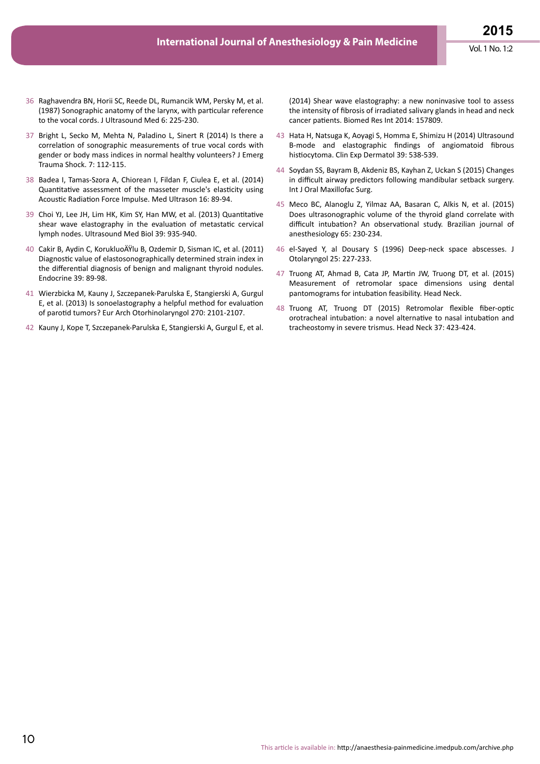36 Raghavendra BN, Horii SC, Reede DL, Rumancik WM, Persky M, et al. (1987) Sonographic anatomy of the larynx, with particular reference to the vocal cords. J Ultrasound Med 6: 225-230.

37 Bright L, Secko M, Mehta N, Paladino L, Sinert R (2014) Is there a correlation of sonographic measurements of true vocal cords with gender or body mass indices in normal healthy volunteers? J Emerg Trauma Shock. 7: 112-115.

38 Badea I, Tamas-Szora A, Chiorean I, Fildan F, Ciulea E, et al. (2014) Quantitative assessment of the masseter muscle's elasticity using Acoustic Radiation Force Impulse. Med Ultrason 16: 89-94.

39 Choi YJ, Lee JH, Lim HK, Kim SY, Han MW, et al. (2013) Quantitative shear wave elastography in the evaluation of metastatic cervical lymph nodes. Ultrasound Med Biol 39: 935-940.

40 Cakir B, Aydin C, KorukluoÄŸlu B, Ozdemir D, Sisman IC, et al. (2011) Diagnostic value of elastosonographically determined strain index in the differential diagnosis of benign and malignant thyroid nodules. Endocrine 39: 89-98.

41 Wierzbicka M, Kauny J, Szczepanek-Parulska E, Stangierski A, Gurgul E, et al. (2013) Is sonoelastography a helpful method for evaluation of parotid tumors? Eur Arch Otorhinolaryngol 270: 2101-2107.

42 Kauny J, Kope T, Szczepanek-Parulska E, Stangierski A, Gurgul E, et al. (2014) Shear wave elastography: a new noninvasive tool to assess the intensity of fibrosis of irradiated salivary glands in head and neck cancer patients. Biomed Res Int 2014: 157809.

43 Hata H, Natsuga K, Aoyagi S, Homma E, Shimizu H (2014) Ultrasound B-mode and elastographic findings of angiomatoid fibrous histiocytoma. Clin Exp Dermatol 39: 538-539.

44 Soydan SS, Bayram B, Akdeniz BS, Kayhan Z, Uckan S (2015) Changes in difficult airway predictors following mandibular setback surgery. Int J Oral Maxillofac Surg.

45 Meco BC, Alanoglu Z, Yilmaz AA, Basaran C, Alkis N, et al. (2015) Does ultrasonographic volume of the thyroid gland correlate with difficult intubation? An observational study. Brazilian journal of anesthesiology 65: 230-234.

46 el-Sayed Y, al Dousary S (1996) Deep-neck space abscesses. J Otolaryngol 25: 227-233.

47 Truong AT, Ahmad B, Cata JP, Martin JW, Truong DT, et al. (2015) Measurement of retromolar space dimensions using dental pantomograms for intubation feasibility. Head Neck.

48 Truong AT, Truong DT (2015) Retromolar flexible fiber-optic orotracheal intubation: a novel alternative to nasal intubation and tracheostomy in severe trismus. Head Neck 37: 423-424.

This article is available in: http://anaesthesia-painmedicine.imedpub.com/archive.php